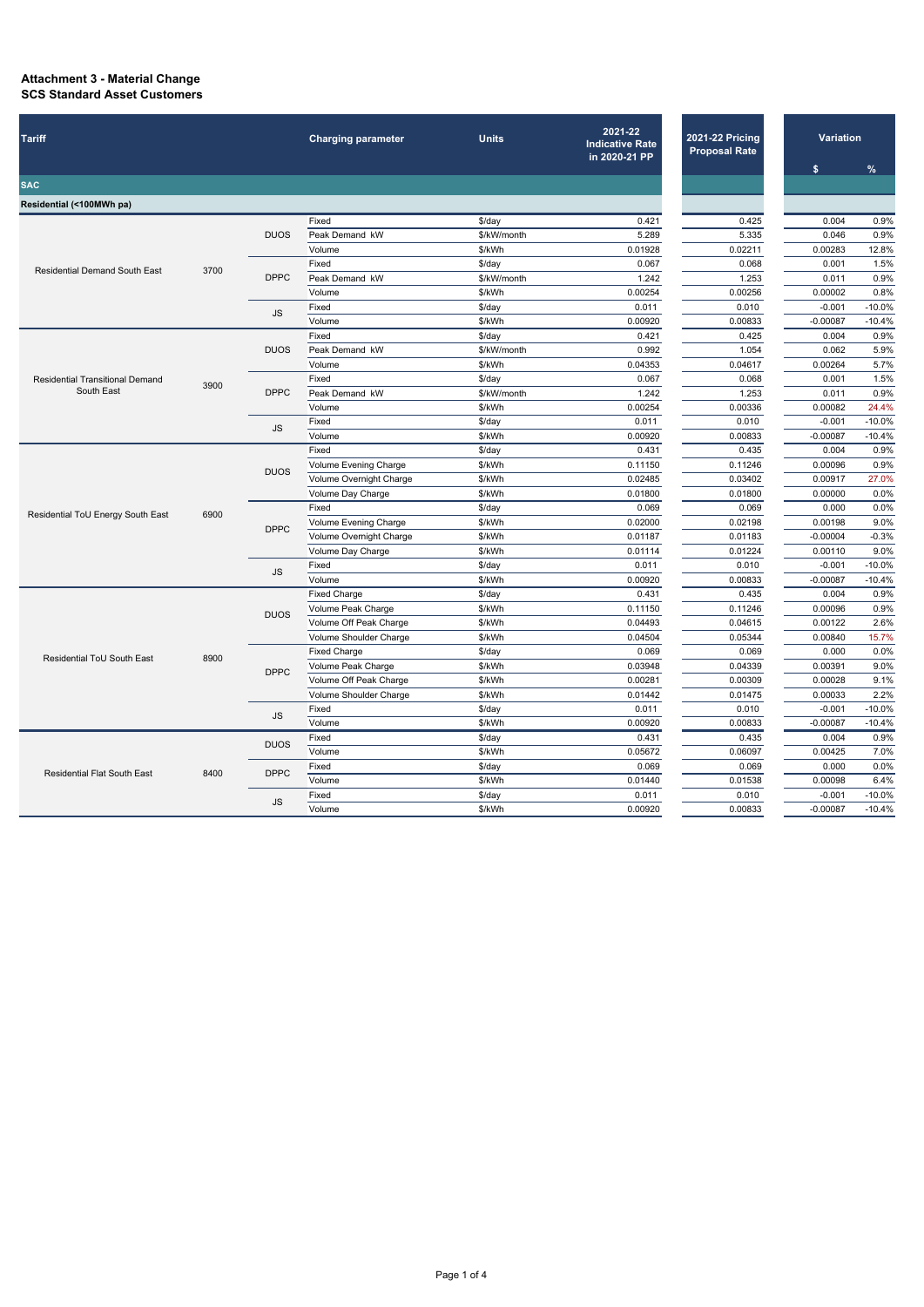**Attachment 3 - Material Change**
**SCS Standard Asset Customers**

| Tariff | | | Charging parameter | Units | 2021-22 Indicative Rate in 2020-21 PP | 2021-22 Pricing Proposal Rate | Variation | |
|---|---|---|---|---|---|---|---|---|
| | | | | | | | $ | % |
| **SAC** | | | | | | | | |
| **Residential (<100MWh pa)** | | | | | | | | |
| Residential Demand South East | 3700 | DUOS | Fixed | $/day | 0.421 | 0.425 | 0.004 | 0.9% |
| | | | Peak Demand kW | $/kW/month | 5.289 | 5.335 | 0.046 | 0.9% |
| | | | Volume | $/kWh | 0.01928 | 0.02211 | 0.00283 | 12.8% |
| | | DPPC | Fixed | $/day | 0.067 | 0.068 | 0.001 | 1.5% |
| | | | Peak Demand kW | $/kW/month | 1.242 | 1.253 | 0.011 | 0.9% |
| | | | Volume | $/kWh | 0.00254 | 0.00256 | 0.00002 | 0.8% |
| | | JS | Fixed | $/day | 0.011 | 0.010 | -0.001 | -10.0% |
| | | | Volume | $/kWh | 0.00920 | 0.00833 | -0.00087 | -10.4% |
| Residential Transitional Demand South East | 3900 | DUOS | Fixed | $/day | 0.421 | 0.425 | 0.004 | 0.9% |
| | | | Peak Demand kW | $/kW/month | 0.992 | 1.054 | 0.062 | 5.9% |
| | | | Volume | $/kWh | 0.04353 | 0.04617 | 0.00264 | 5.7% |
| | | DPPC | Fixed | $/day | 0.067 | 0.068 | 0.001 | 1.5% |
| | | | Peak Demand kW | $/kW/month | 1.242 | 1.253 | 0.011 | 0.9% |
| | | | Volume | $/kWh | 0.00254 | 0.00336 | 0.00082 | 24.4% |
| | | JS | Fixed | $/day | 0.011 | 0.010 | -0.001 | -10.0% |
| | | | Volume | $/kWh | 0.00920 | 0.00833 | -0.00087 | -10.4% |
| Residential ToU Energy South East | 6900 | DUOS | Fixed | $/day | 0.431 | 0.435 | 0.004 | 0.9% |
| | | | Volume Evening Charge | $/kWh | 0.11150 | 0.11246 | 0.00096 | 0.9% |
| | | | Volume Overnight Charge | $/kWh | 0.02485 | 0.03402 | 0.00917 | 27.0% |
| | | | Volume Day Charge | $/kWh | 0.01800 | 0.01800 | 0.00000 | 0.0% |
| | | DPPC | Fixed | $/day | 0.069 | 0.069 | 0.000 | 0.0% |
| | | | Volume Evening Charge | $/kWh | 0.02000 | 0.02198 | 0.00198 | 9.0% |
| | | | Volume Overnight Charge | $/kWh | 0.01187 | 0.01183 | -0.00004 | -0.3% |
| | | | Volume Day Charge | $/kWh | 0.01114 | 0.01224 | 0.00110 | 9.0% |
| | | JS | Fixed | $/day | 0.011 | 0.010 | -0.001 | -10.0% |
| | | | Volume | $/kWh | 0.00920 | 0.00833 | -0.00087 | -10.4% |
| Residential ToU South East | 8900 | DUOS | Fixed Charge | $/day | 0.431 | 0.435 | 0.004 | 0.9% |
| | | | Volume Peak Charge | $/kWh | 0.11150 | 0.11246 | 0.00096 | 0.9% |
| | | | Volume Off Peak Charge | $/kWh | 0.04493 | 0.04615 | 0.00122 | 2.6% |
| | | | Volume Shoulder Charge | $/kWh | 0.04504 | 0.05344 | 0.00840 | 15.7% |
| | | DPPC | Fixed Charge | $/day | 0.069 | 0.069 | 0.000 | 0.0% |
| | | | Volume Peak Charge | $/kWh | 0.03948 | 0.04339 | 0.00391 | 9.0% |
| | | | Volume Off Peak Charge | $/kWh | 0.00281 | 0.00309 | 0.00028 | 9.1% |
| | | | Volume Shoulder Charge | $/kWh | 0.01442 | 0.01475 | 0.00033 | 2.2% |
| | | JS | Fixed | $/day | 0.011 | 0.010 | -0.001 | -10.0% |
| | | | Volume | $/kWh | 0.00920 | 0.00833 | -0.00087 | -10.4% |
| Residential Flat South East | 8400 | DUOS | Fixed | $/day | 0.431 | 0.435 | 0.004 | 0.9% |
| | | | Volume | $/kWh | 0.05672 | 0.06097 | 0.00425 | 7.0% |
| | | DPPC | Fixed | $/day | 0.069 | 0.069 | 0.000 | 0.0% |
| | | | Volume | $/kWh | 0.01440 | 0.01538 | 0.00098 | 6.4% |
| | | JS | Fixed | $/day | 0.011 | 0.010 | -0.001 | -10.0% |
| | | | Volume | $/kWh | 0.00920 | 0.00833 | -0.00087 | -10.4% |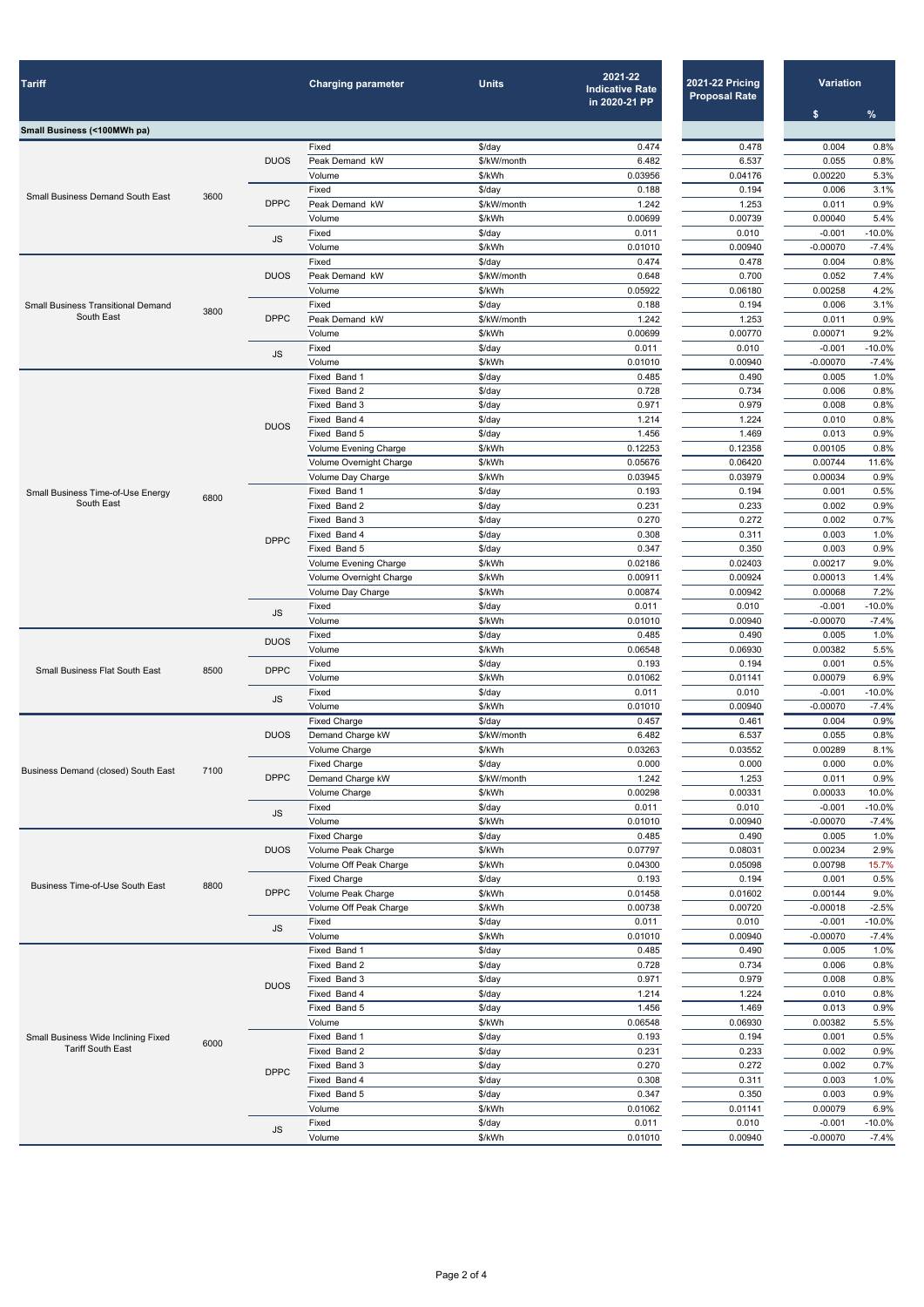| Tariff | | | Charging parameter | Units | 2021-22 Indicative Rate in 2020-21 PP | 2021-22 Pricing Proposal Rate | Variation | |
|---|---|---|---|---|---|---|---|---|
| | | | | | | | $ | % |
| **Small Business (<100MWh pa)** | | | | | | | | |
| Small Business Demand South East | 3600 | DUOS | Fixed | $/day | 0.474 | 0.478 | 0.004 | 0.8% |
| | | | Peak Demand kW | $/kW/month | 6.482 | 6.537 | 0.055 | 0.8% |
| | | | Volume | $/kWh | 0.03956 | 0.04176 | 0.00220 | 5.3% |
| | | DPPC | Fixed | $/day | 0.188 | 0.194 | 0.006 | 3.1% |
| | | | Peak Demand kW | $/kW/month | 1.242 | 1.253 | 0.011 | 0.9% |
| | | | Volume | $/kWh | 0.00699 | 0.00739 | 0.00040 | 5.4% |
| | | JS | Fixed | $/day | 0.011 | 0.010 | -0.001 | -10.0% |
| | | | Volume | $/kWh | 0.01010 | 0.00940 | -0.00070 | -7.4% |
| Small Business Transitional Demand South East | 3800 | DUOS | Fixed | $/day | 0.474 | 0.478 | 0.004 | 0.8% |
| | | | Peak Demand kW | $/kW/month | 0.648 | 0.700 | 0.052 | 7.4% |
| | | | Volume | $/kWh | 0.05922 | 0.06180 | 0.00258 | 4.2% |
| | | DPPC | Fixed | $/day | 0.188 | 0.194 | 0.006 | 3.1% |
| | | | Peak Demand kW | $/kW/month | 1.242 | 1.253 | 0.011 | 0.9% |
| | | | Volume | $/kWh | 0.00699 | 0.00770 | 0.00071 | 9.2% |
| | | JS | Fixed | $/day | 0.011 | 0.010 | -0.001 | -10.0% |
| | | | Volume | $/kWh | 0.01010 | 0.00940 | -0.00070 | -7.4% |
| Small Business Time-of-Use Energy South East | 6800 | DUOS | Fixed Band 1 | $/day | 0.485 | 0.490 | 0.005 | 1.0% |
| | | | Fixed Band 2 | $/day | 0.728 | 0.734 | 0.006 | 0.8% |
| | | | Fixed Band 3 | $/day | 0.971 | 0.979 | 0.008 | 0.8% |
| | | | Fixed Band 4 | $/day | 1.214 | 1.224 | 0.010 | 0.8% |
| | | | Fixed Band 5 | $/day | 1.456 | 1.469 | 0.013 | 0.9% |
| | | | Volume Evening Charge | $/kWh | 0.12253 | 0.12358 | 0.00105 | 0.8% |
| | | | Volume Overnight Charge | $/kWh | 0.05676 | 0.06420 | 0.00744 | 11.6% |
| | | | Volume Day Charge | $/kWh | 0.03945 | 0.03979 | 0.00034 | 0.9% |
| | | DPPC | Fixed Band 1 | $/day | 0.193 | 0.194 | 0.001 | 0.5% |
| | | | Fixed Band 2 | $/day | 0.231 | 0.233 | 0.002 | 0.9% |
| | | | Fixed Band 3 | $/day | 0.270 | 0.272 | 0.002 | 0.7% |
| | | | Fixed Band 4 | $/day | 0.308 | 0.311 | 0.003 | 1.0% |
| | | | Fixed Band 5 | $/day | 0.347 | 0.350 | 0.003 | 0.9% |
| | | | Volume Evening Charge | $/kWh | 0.02186 | 0.02403 | 0.00217 | 9.0% |
| | | | Volume Overnight Charge | $/kWh | 0.00911 | 0.00924 | 0.00013 | 1.4% |
| | | | Volume Day Charge | $/kWh | 0.00874 | 0.00942 | 0.00068 | 7.2% |
| | | JS | Fixed | $/day | 0.011 | 0.010 | -0.001 | -10.0% |
| | | | Volume | $/kWh | 0.01010 | 0.00940 | -0.00070 | -7.4% |
| Small Business Flat South East | 8500 | DUOS | Fixed | $/day | 0.485 | 0.490 | 0.005 | 1.0% |
| | | | Volume | $/kWh | 0.06548 | 0.06930 | 0.00382 | 5.5% |
| | | DPPC | Fixed | $/day | 0.193 | 0.194 | 0.001 | 0.5% |
| | | | Volume | $/kWh | 0.01062 | 0.01141 | 0.00079 | 6.9% |
| | | JS | Fixed | $/day | 0.011 | 0.010 | -0.001 | -10.0% |
| | | | Volume | $/kWh | 0.01010 | 0.00940 | -0.00070 | -7.4% |
| Business Demand (closed) South East | 7100 | DUOS | Fixed Charge | $/day | 0.457 | 0.461 | 0.004 | 0.9% |
| | | | Demand Charge kW | $/kW/month | 6.482 | 6.537 | 0.055 | 0.8% |
| | | | Volume Charge | $/kWh | 0.03263 | 0.03552 | 0.00289 | 8.1% |
| | | DPPC | Fixed Charge | $/day | 0.000 | 0.000 | 0.000 | 0.0% |
| | | | Demand Charge kW | $/kW/month | 1.242 | 1.253 | 0.011 | 0.9% |
| | | | Volume Charge | $/kWh | 0.00298 | 0.00331 | 0.00033 | 10.0% |
| | | JS | Fixed | $/day | 0.011 | 0.010 | -0.001 | -10.0% |
| | | | Volume | $/kWh | 0.01010 | 0.00940 | -0.00070 | -7.4% |
| Business Time-of-Use South East | 8800 | DUOS | Fixed Charge | $/day | 0.485 | 0.490 | 0.005 | 1.0% |
| | | | Volume Peak Charge | $/kWh | 0.07797 | 0.08031 | 0.00234 | 2.9% |
| | | | Volume Off Peak Charge | $/kWh | 0.04300 | 0.05098 | 0.00798 | 15.7% |
| | | DPPC | Fixed Charge | $/day | 0.193 | 0.194 | 0.001 | 0.5% |
| | | | Volume Peak Charge | $/kWh | 0.01458 | 0.01602 | 0.00144 | 9.0% |
| | | | Volume Off Peak Charge | $/kWh | 0.00738 | 0.00720 | -0.00018 | -2.5% |
| | | JS | Fixed | $/day | 0.011 | 0.010 | -0.001 | -10.0% |
| | | | Volume | $/kWh | 0.01010 | 0.00940 | -0.00070 | -7.4% |
| Small Business Wide Inclining Fixed Tariff South East | 6000 | DUOS | Fixed Band 1 | $/day | 0.485 | 0.490 | 0.005 | 1.0% |
| | | | Fixed Band 2 | $/day | 0.728 | 0.734 | 0.006 | 0.8% |
| | | | Fixed Band 3 | $/day | 0.971 | 0.979 | 0.008 | 0.8% |
| | | | Fixed Band 4 | $/day | 1.214 | 1.224 | 0.010 | 0.8% |
| | | | Fixed Band 5 | $/day | 1.456 | 1.469 | 0.013 | 0.9% |
| | | | Volume | $/kWh | 0.06548 | 0.06930 | 0.00382 | 5.5% |
| | | DPPC | Fixed Band 1 | $/day | 0.193 | 0.194 | 0.001 | 0.5% |
| | | | Fixed Band 2 | $/day | 0.231 | 0.233 | 0.002 | 0.9% |
| | | | Fixed Band 3 | $/day | 0.270 | 0.272 | 0.002 | 0.7% |
| | | | Fixed Band 4 | $/day | 0.308 | 0.311 | 0.003 | 1.0% |
| | | | Fixed Band 5 | $/day | 0.347 | 0.350 | 0.003 | 0.9% |
| | | | Volume | $/kWh | 0.01062 | 0.01141 | 0.00079 | 6.9% |
| | | JS | Fixed | $/day | 0.011 | 0.010 | -0.001 | -10.0% |
| | | | Volume | $/kWh | 0.01010 | 0.00940 | -0.00070 | -7.4% |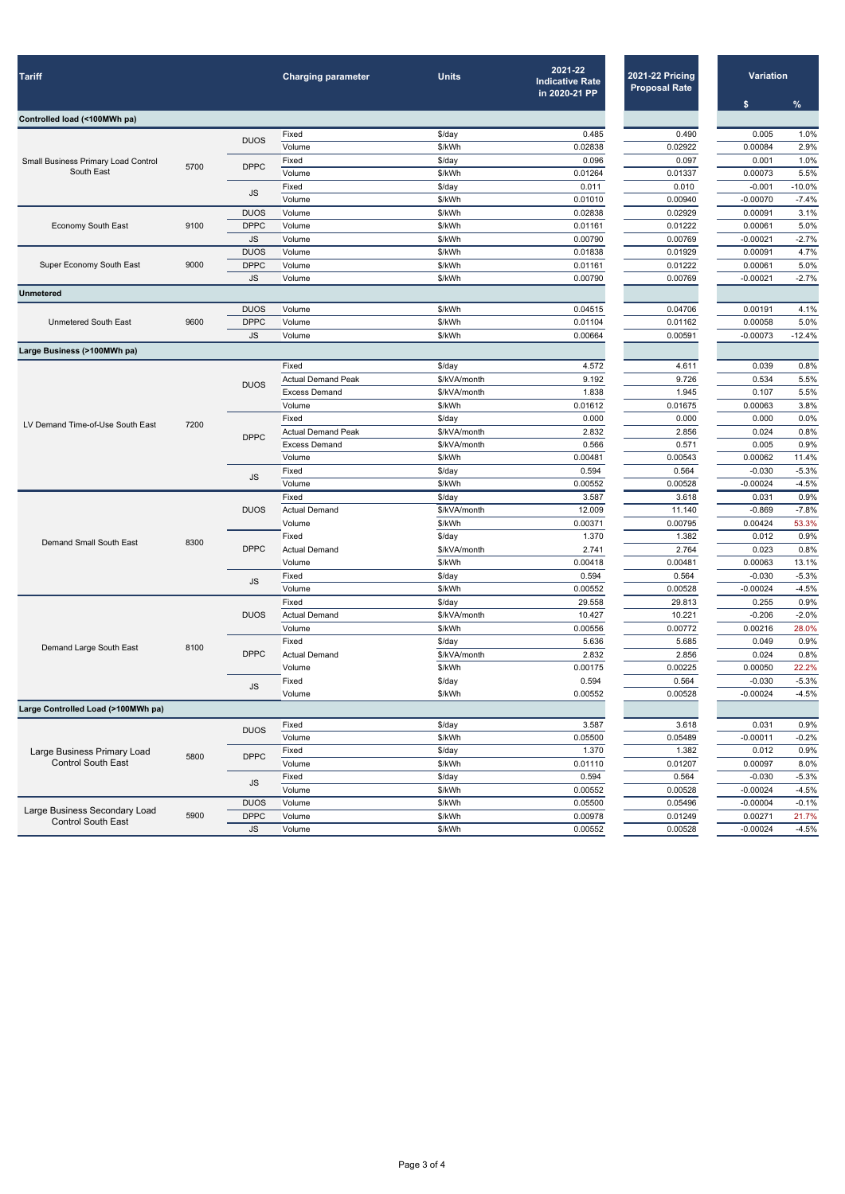| Tariff | | | Charging parameter | Units | 2021-22 Indicative Rate in 2020-21 PP | 2021-22 Pricing Proposal Rate | Variation | |
|---|---|---|---|---|---|---|---|---|
| | | | | | | | $ | % |
| **Controlled load (<100MWh pa)** | | | | | | | | |
| Small Business Primary Load Control South East | 5700 | DUOS | Fixed | $/day | 0.485 | 0.490 | 0.005 | 1.0% |
| | | | Volume | $/kWh | 0.02838 | 0.02922 | 0.00084 | 2.9% |
| | | DPPC | Fixed | $/day | 0.096 | 0.097 | 0.001 | 1.0% |
| | | | Volume | $/kWh | 0.01264 | 0.01337 | 0.00073 | 5.5% |
| | | JS | Fixed | $/day | 0.011 | 0.010 | -0.001 | -10.0% |
| | | | Volume | $/kWh | 0.01010 | 0.00940 | -0.00070 | -7.4% |
| Economy South East | 9100 | DUOS | Volume | $/kWh | 0.02838 | 0.02929 | 0.00091 | 3.1% |
| | | DPPC | Volume | $/kWh | 0.01161 | 0.01222 | 0.00061 | 5.0% |
| | | JS | Volume | $/kWh | 0.00790 | 0.00769 | -0.00021 | -2.7% |
| Super Economy South East | 9000 | DUOS | Volume | $/kWh | 0.01838 | 0.01929 | 0.00091 | 4.7% |
| | | DPPC | Volume | $/kWh | 0.01161 | 0.01222 | 0.00061 | 5.0% |
| | | JS | Volume | $/kWh | 0.00790 | 0.00769 | -0.00021 | -2.7% |
| **Unmetered** | | | | | | | | |
| Unmetered South East | 9600 | DUOS | Volume | $/kWh | 0.04515 | 0.04706 | 0.00191 | 4.1% |
| | | DPPC | Volume | $/kWh | 0.01104 | 0.01162 | 0.00058 | 5.0% |
| | | JS | Volume | $/kWh | 0.00664 | 0.00591 | -0.00073 | -12.4% |
| **Large Business (>100MWh pa)** | | | | | | | | |
| LV Demand Time-of-Use South East | 7200 | DUOS | Fixed | $/day | 4.572 | 4.611 | 0.039 | 0.8% |
| | | | Actual Demand Peak | $/kVA/month | 9.192 | 9.726 | 0.534 | 5.5% |
| | | | Excess Demand | $/kVA/month | 1.838 | 1.945 | 0.107 | 5.5% |
| | | | Volume | $/kWh | 0.01612 | 0.01675 | 0.00063 | 3.8% |
| | | DPPC | Fixed | $/day | 0.000 | 0.000 | 0.000 | 0.0% |
| | | | Actual Demand Peak | $/kVA/month | 2.832 | 2.856 | 0.024 | 0.8% |
| | | | Excess Demand | $/kVA/month | 0.566 | 0.571 | 0.005 | 0.9% |
| | | | Volume | $/kWh | 0.00481 | 0.00543 | 0.00062 | 11.4% |
| | | JS | Fixed | $/day | 0.594 | 0.564 | -0.030 | -5.3% |
| | | | Volume | $/kWh | 0.00552 | 0.00528 | -0.00024 | -4.5% |
| Demand Small South East | 8300 | DUOS | Fixed | $/day | 3.587 | 3.618 | 0.031 | 0.9% |
| | | | Actual Demand | $/kVA/month | 12.009 | 11.140 | -0.869 | -7.8% |
| | | | Volume | $/kWh | 0.00371 | 0.00795 | 0.00424 | 53.3% |
| | | DPPC | Fixed | $/day | 1.370 | 1.382 | 0.012 | 0.9% |
| | | | Actual Demand | $/kVA/month | 2.741 | 2.764 | 0.023 | 0.8% |
| | | | Volume | $/kWh | 0.00418 | 0.00481 | 0.00063 | 13.1% |
| | | JS | Fixed | $/day | 0.594 | 0.564 | -0.030 | -5.3% |
| | | | Volume | $/kWh | 0.00552 | 0.00528 | -0.00024 | -4.5% |
| Demand Large South East | 8100 | DUOS | Fixed | $/day | 29.558 | 29.813 | 0.255 | 0.9% |
| | | | Actual Demand | $/kVA/month | 10.427 | 10.221 | -0.206 | -2.0% |
| | | | Volume | $/kWh | 0.00556 | 0.00772 | 0.00216 | 28.0% |
| | | DPPC | Fixed | $/day | 5.636 | 5.685 | 0.049 | 0.9% |
| | | | Actual Demand | $/kVA/month | 2.832 | 2.856 | 0.024 | 0.8% |
| | | | Volume | $/kWh | 0.00175 | 0.00225 | 0.00050 | 22.2% |
| | | JS | Fixed | $/day | 0.594 | 0.564 | -0.030 | -5.3% |
| | | | Volume | $/kWh | 0.00552 | 0.00528 | -0.00024 | -4.5% |
| **Large Controlled Load (>100MWh pa)** | | | | | | | | |
| Large Business Primary Load Control South East | 5800 | DUOS | Fixed | $/day | 3.587 | 3.618 | 0.031 | 0.9% |
| | | | Volume | $/kWh | 0.05500 | 0.05489 | -0.00011 | -0.2% |
| | | DPPC | Fixed | $/day | 1.370 | 1.382 | 0.012 | 0.9% |
| | | | Volume | $/kWh | 0.01110 | 0.01207 | 0.00097 | 8.0% |
| | | JS | Fixed | $/day | 0.594 | 0.564 | -0.030 | -5.3% |
| | | | Volume | $/kWh | 0.00552 | 0.00528 | -0.00024 | -4.5% |
| Large Business Secondary Load Control South East | 5900 | DUOS | Volume | $/kWh | 0.05500 | 0.05496 | -0.00004 | -0.1% |
| | | DPPC | Volume | $/kWh | 0.00978 | 0.01249 | 0.00271 | 21.7% |
| | | JS | Volume | $/kWh | 0.00552 | 0.00528 | -0.00024 | -4.5% |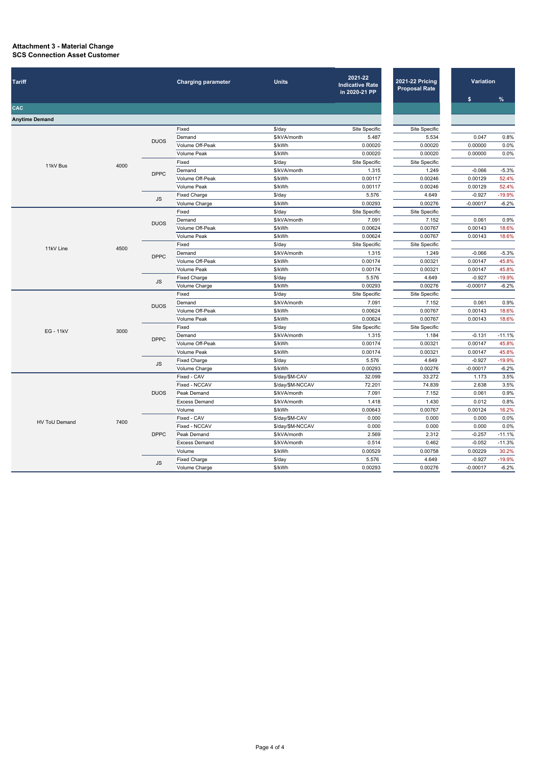**Attachment 3 - Material Change**
**SCS Connection Asset Customer**

| Tariff | | | Charging parameter | Units | 2021-22 Indicative Rate in 2020-21 PP | 2021-22 Pricing Proposal Rate | Variation $ | Variation % |
|---|---|---|---|---|---|---|---|---|
| **CAC** | | | | | | | | |
| **Anytime Demand** | | | | | | | | |
| 11kV Bus | 4000 | DUOS | Fixed | $/day | Site Specific | Site Specific | | |
| | | | Demand | $/kVA/month | 5.487 | 5.534 | 0.047 | 0.8% |
| | | | Volume Off-Peak | $/kWh | 0.00020 | 0.00020 | 0.00000 | 0.0% |
| | | | Volume Peak | $/kWh | 0.00020 | 0.00020 | 0.00000 | 0.0% |
| | | DPPC | Fixed | $/day | Site Specific | Site Specific | | |
| | | | Demand | $/kVA/month | 1.315 | 1.249 | -0.066 | -5.3% |
| | | | Volume Off-Peak | $/kWh | 0.00117 | 0.00246 | 0.00129 | 52.4% |
| | | | Volume Peak | $/kWh | 0.00117 | 0.00246 | 0.00129 | 52.4% |
| | | JS | Fixed Charge | $/day | 5.576 | 4.649 | -0.927 | -19.9% |
| | | | Volume Charge | $/kWh | 0.00293 | 0.00276 | -0.00017 | -6.2% |
| 11kV Line | 4500 | DUOS | Fixed | $/day | Site Specific | Site Specific | | |
| | | | Demand | $/kVA/month | 7.091 | 7.152 | 0.061 | 0.9% |
| | | | Volume Off-Peak | $/kWh | 0.00624 | 0.00767 | 0.00143 | 18.6% |
| | | | Volume Peak | $/kWh | 0.00624 | 0.00767 | 0.00143 | 18.6% |
| | | DPPC | Fixed | $/day | Site Specific | Site Specific | | |
| | | | Demand | $/kVA/month | 1.315 | 1.249 | -0.066 | -5.3% |
| | | | Volume Off-Peak | $/kWh | 0.00174 | 0.00321 | 0.00147 | 45.8% |
| | | | Volume Peak | $/kWh | 0.00174 | 0.00321 | 0.00147 | 45.8% |
| | | JS | Fixed Charge | $/day | 5.576 | 4.649 | -0.927 | -19.9% |
| | | | Volume Charge | $/kWh | 0.00293 | 0.00276 | -0.00017 | -6.2% |
| EG - 11kV | 3000 | DUOS | Fixed | $/day | Site Specific | Site Specific | | |
| | | | Demand | $/kVA/month | 7.091 | 7.152 | 0.061 | 0.9% |
| | | | Volume Off-Peak | $/kWh | 0.00624 | 0.00767 | 0.00143 | 18.6% |
| | | | Volume Peak | $/kWh | 0.00624 | 0.00767 | 0.00143 | 18.6% |
| | | DPPC | Fixed | $/day | Site Specific | Site Specific | | |
| | | | Demand | $/kVA/month | 1.315 | 1.184 | -0.131 | -11.1% |
| | | | Volume Off-Peak | $/kWh | 0.00174 | 0.00321 | 0.00147 | 45.8% |
| | | | Volume Peak | $/kWh | 0.00174 | 0.00321 | 0.00147 | 45.8% |
| | | JS | Fixed Charge | $/day | 5.576 | 4.649 | -0.927 | -19.9% |
| | | | Volume Charge | $/kWh | 0.00293 | 0.00276 | -0.00017 | -6.2% |
| HV ToU Demand | 7400 | DUOS | Fixed - CAV | $/day/$M-CAV | 32.099 | 33.272 | 1.173 | 3.5% |
| | | | Fixed - NCCAV | $/day/$M-NCCAV | 72.201 | 74.839 | 2.638 | 3.5% |
| | | | Peak Demand | $/kVA/month | 7.091 | 7.152 | 0.061 | 0.9% |
| | | | Excess Demand | $/kVA/month | 1.418 | 1.430 | 0.012 | 0.8% |
| | | | Volume | $/kWh | 0.00643 | 0.00767 | 0.00124 | 16.2% |
| | | DPPC | Fixed - CAV | $/day/$M-CAV | 0.000 | 0.000 | 0.000 | 0.0% |
| | | | Fixed - NCCAV | $/day/$M-NCCAV | 0.000 | 0.000 | 0.000 | 0.0% |
| | | | Peak Demand | $/kVA/month | 2.569 | 2.312 | -0.257 | -11.1% |
| | | | Excess Demand | $/kVA/month | 0.514 | 0.462 | -0.052 | -11.3% |
| | | | Volume | $/kWh | 0.00529 | 0.00758 | 0.00229 | 30.2% |
| | | JS | Fixed Charge | $/day | 5.576 | 4.649 | -0.927 | -19.9% |
| | | | Volume Charge | $/kWh | 0.00293 | 0.00276 | -0.00017 | -6.2% |